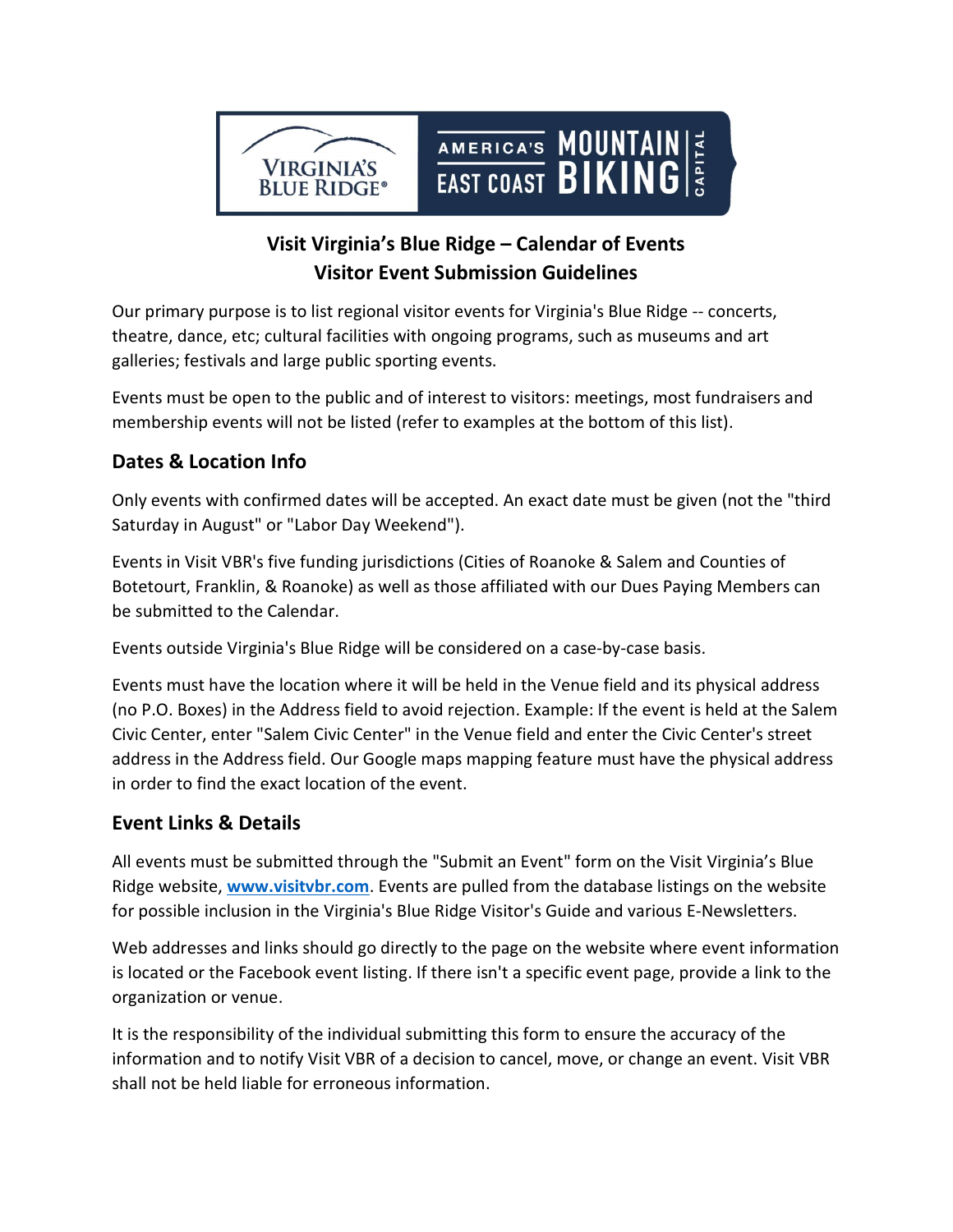# Visit Virginia's Blue Ridge – Calendar of Events
# Visitor Event Submission Guidelines

Our primary purpose is to list regional visitor events for Virginia's Blue Ridge -- concerts, theatre, dance, etc; cultural facilities with ongoing programs, such as museums and art galleries; festivals and large public sporting events.

Events must be open to the public and of interest to visitors: meetings, most fundraisers and membership events will not be listed (refer to examples at the bottom of this list).

## Dates & Location Info

Only events with confirmed dates will be accepted. An exact date must be given (not the "third Saturday in August" or "Labor Day Weekend").

Events in Visit VBR's five funding jurisdictions (Cities of Roanoke & Salem and Counties of Botetourt, Franklin, & Roanoke) as well as those affiliated with our Dues Paying Members can be submitted to the Calendar.

Events outside Virginia's Blue Ridge will be considered on a case-by-case basis.

Events must have the location where it will be held in the Venue field and its physical address (no P.O. Boxes) in the Address field to avoid rejection. Example: If the event is held at the Salem Civic Center, enter "Salem Civic Center" in the Venue field and enter the Civic Center's street address in the Address field. Our Google maps mapping feature must have the physical address in order to find the exact location of the event.

## Event Links & Details

All events must be submitted through the "Submit an Event" form on the Visit Virginia's Blue Ridge website, **[www.visitvbr.com](http://www.visitvbr.com)**. Events are pulled from the database listings on the website for possible inclusion in the Virginia's Blue Ridge Visitor's Guide and various E-Newsletters.

Web addresses and links should go directly to the page on the website where event information is located or the Facebook event listing. If there isn't a specific event page, provide a link to the organization or venue.

It is the responsibility of the individual submitting this form to ensure the accuracy of the information and to notify Visit VBR of a decision to cancel, move, or change an event. Visit VBR shall not be held liable for erroneous information.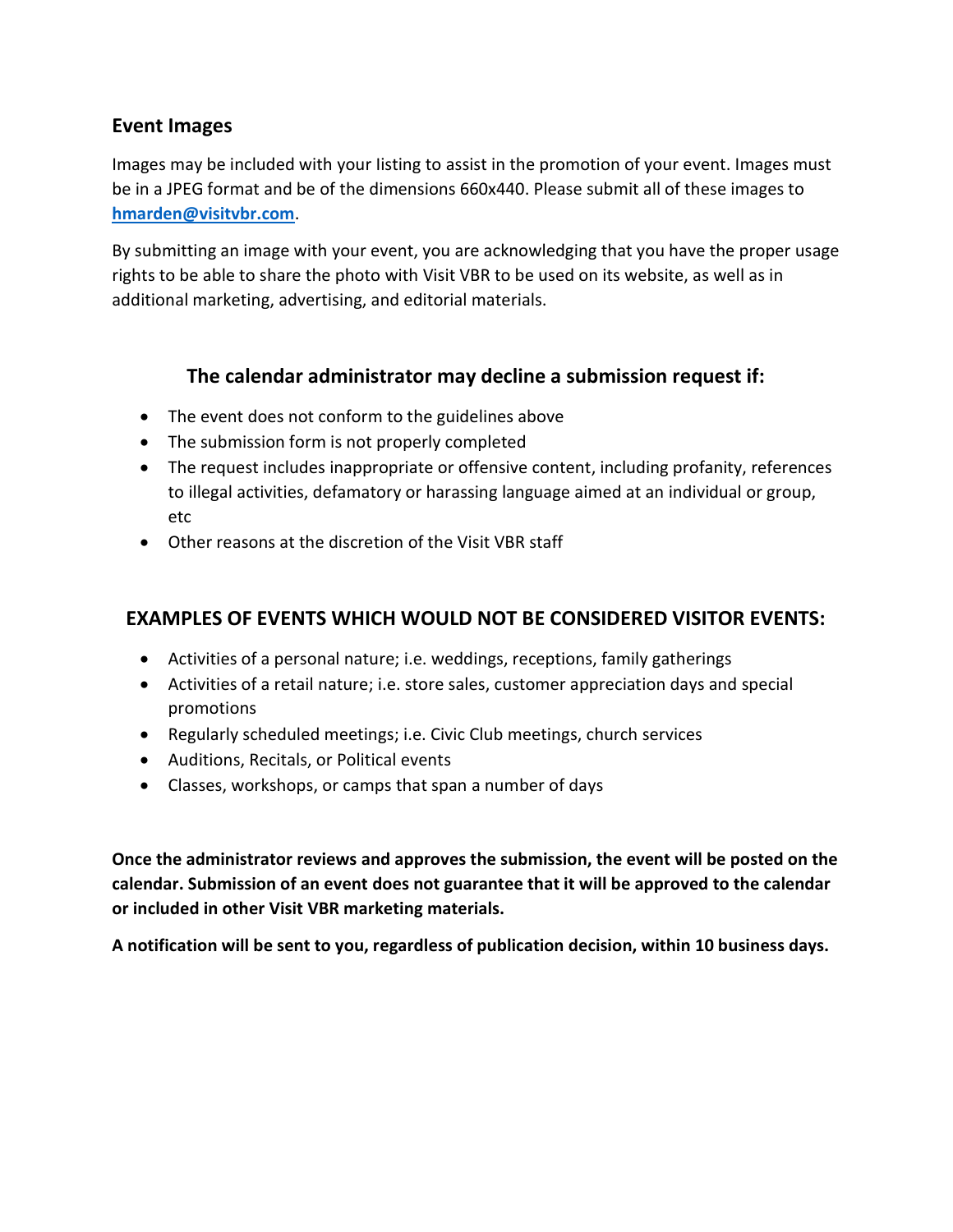## Event Images

Images may be included with your listing to assist in the promotion of your event. Images must be in a JPEG format and be of the dimensions 660x440. Please submit all of these images to **hmarden@visitvbr.com**.

By submitting an image with your event, you are acknowledging that you have the proper usage rights to be able to share the photo with Visit VBR to be used on its website, as well as in additional marketing, advertising, and editorial materials.

### The calendar administrator may decline a submission request if:

- The event does not conform to the guidelines above
- The submission form is not properly completed
- The request includes inappropriate or offensive content, including profanity, references to illegal activities, defamatory or harassing language aimed at an individual or group, etc
- Other reasons at the discretion of the Visit VBR staff

### EXAMPLES OF EVENTS WHICH WOULD NOT BE CONSIDERED VISITOR EVENTS:

- Activities of a personal nature; i.e. weddings, receptions, family gatherings
- Activities of a retail nature; i.e. store sales, customer appreciation days and special promotions
- Regularly scheduled meetings; i.e. Civic Club meetings, church services
- Auditions, Recitals, or Political events
- Classes, workshops, or camps that span a number of days

**Once the administrator reviews and approves the submission, the event will be posted on the calendar. Submission of an event does not guarantee that it will be approved to the calendar or included in other Visit VBR marketing materials.**

**A notification will be sent to you, regardless of publication decision, within 10 business days.**